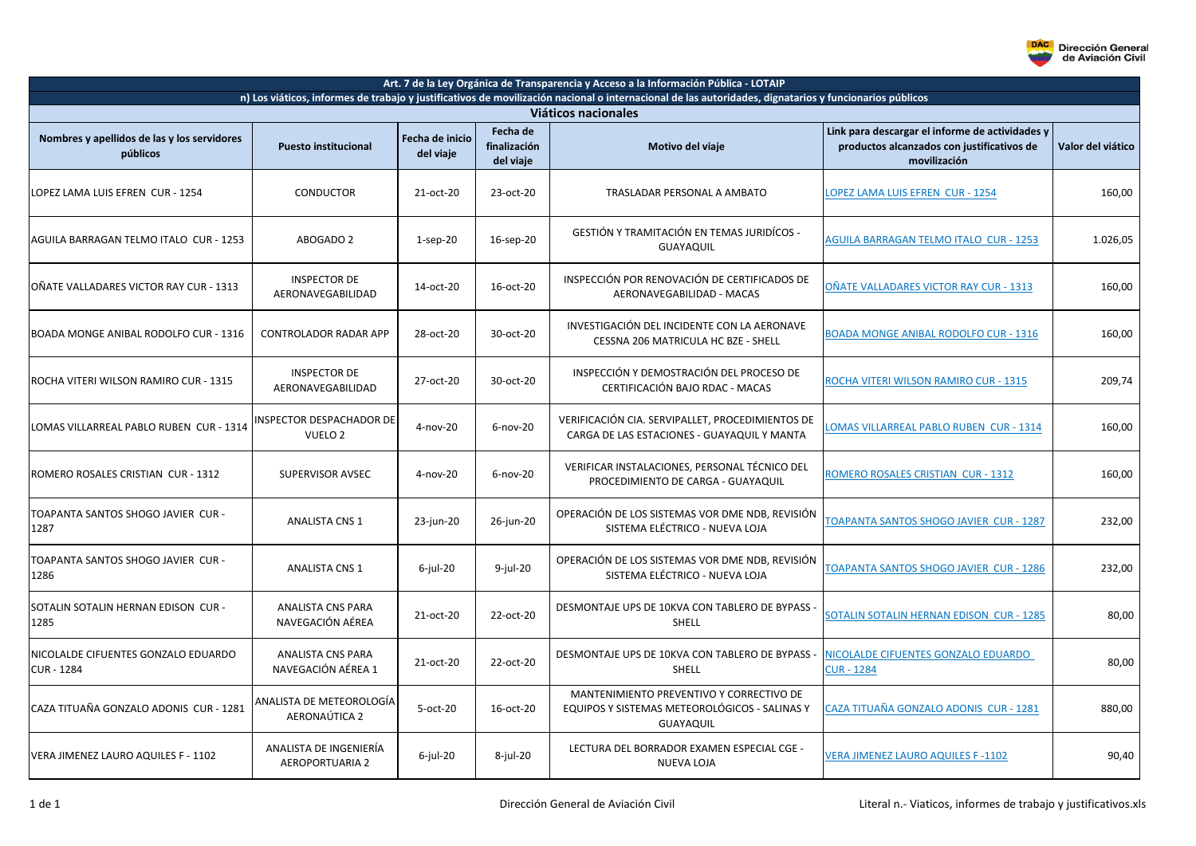| Art. 7 de la Ley Orgánica de Transparencia y Acceso a la Información Pública - LOTAIP | | | | | | |
|---|---|---|---|---|---|---|
| n) Los viáticos, informes de trabajo y justificativos de movilización nacional o internacional de las autoridades, dignatarios y funcionarios públicos | | | | | | |
| Viáticos nacionales | | | | | | |
| **Nombres y apellidos de las y los servidores públicos** | **Puesto institucional** | **Fecha de inicio del viaje** | **Fecha de finalización del viaje** | **Motivo del viaje** | **Link para descargar el informe de actividades y productos alcanzados con justificativos de movilización** | **Valor del viático** |
| LOPEZ LAMA LUIS EFREN CUR - 1254 | CONDUCTOR | 21-oct-20 | 23-oct-20 | TRASLADAR PERSONAL A AMBATO | LOPEZ LAMA LUIS EFREN CUR - 1254 | 160,00 |
| AGUILA BARRAGAN TELMO ITALO CUR - 1253 | ABOGADO 2 | 1-sep-20 | 16-sep-20 | GESTIÓN Y TRAMITACIÓN EN TEMAS JURIDÍCOS - GUAYAQUIL | AGUILA BARRAGAN TELMO ITALO CUR - 1253 | 1.026,05 |
| OÑATE VALLADARES VICTOR RAY CUR - 1313 | INSPECTOR DE AERONAVEGABILIDAD | 14-oct-20 | 16-oct-20 | INSPECCIÓN POR RENOVACIÓN DE CERTIFICADOS DE AERONAVEGABILIDAD - MACAS | OÑATE VALLADARES VICTOR RAY CUR - 1313 | 160,00 |
| BOADA MONGE ANIBAL RODOLFO CUR - 1316 | CONTROLADOR RADAR APP | 28-oct-20 | 30-oct-20 | INVESTIGACIÓN DEL INCIDENTE CON LA AERONAVE CESSNA 206 MATRICULA HC BZE - SHELL | BOADA MONGE ANIBAL RODOLFO CUR - 1316 | 160,00 |
| ROCHA VITERI WILSON RAMIRO CUR - 1315 | INSPECTOR DE AERONAVEGABILIDAD | 27-oct-20 | 30-oct-20 | INSPECCIÓN Y DEMOSTRACIÓN DEL PROCESO DE CERTIFICACIÓN BAJO RDAC - MACAS | ROCHA VITERI WILSON RAMIRO CUR - 1315 | 209,74 |
| LOMAS VILLARREAL PABLO RUBEN CUR - 1314 | INSPECTOR DESPACHADOR DE VUELO 2 | 4-nov-20 | 6-nov-20 | VERIFICACIÓN CIA. SERVIPALLET, PROCEDIMIENTOS DE CARGA DE LAS ESTACIONES - GUAYAQUIL Y MANTA | LOMAS VILLARREAL PABLO RUBEN CUR - 1314 | 160,00 |
| ROMERO ROSALES CRISTIAN CUR - 1312 | SUPERVISOR AVSEC | 4-nov-20 | 6-nov-20 | VERIFICAR INSTALACIONES, PERSONAL TÉCNICO DEL PROCEDIMIENTO DE CARGA - GUAYAQUIL | ROMERO ROSALES CRISTIAN CUR - 1312 | 160,00 |
| TOAPANTA SANTOS SHOGO JAVIER CUR - 1287 | ANALISTA CNS 1 | 23-jun-20 | 26-jun-20 | OPERACIÓN DE LOS SISTEMAS VOR DME NDB, REVISIÓN SISTEMA ELÉCTRICO - NUEVA LOJA | TOAPANTA SANTOS SHOGO JAVIER CUR - 1287 | 232,00 |
| TOAPANTA SANTOS SHOGO JAVIER CUR - 1286 | ANALISTA CNS 1 | 6-jul-20 | 9-jul-20 | OPERACIÓN DE LOS SISTEMAS VOR DME NDB, REVISIÓN SISTEMA ELÉCTRICO - NUEVA LOJA | TOAPANTA SANTOS SHOGO JAVIER CUR - 1286 | 232,00 |
| SOTALIN SOTALIN HERNAN EDISON CUR - 1285 | ANALISTA CNS PARA NAVEGACIÓN AÉREA | 21-oct-20 | 22-oct-20 | DESMONTAJE UPS DE 10KVA CON TABLERO DE BYPASS - SHELL | SOTALIN SOTALIN HERNAN EDISON CUR - 1285 | 80,00 |
| NICOLALDE CIFUENTES GONZALO EDUARDO CUR - 1284 | ANALISTA CNS PARA NAVEGACIÓN AÉREA 1 | 21-oct-20 | 22-oct-20 | DESMONTAJE UPS DE 10KVA CON TABLERO DE BYPASS - SHELL | NICOLALDE CIFUENTES GONZALO EDUARDO CUR - 1284 | 80,00 |
| CAZA TITUAÑA GONZALO ADONIS CUR - 1281 | ANALISTA DE METEOROLOGÍA AERONAÚTICA 2 | 5-oct-20 | 16-oct-20 | MANTENIMIENTO PREVENTIVO Y CORRECTIVO DE EQUIPOS Y SISTEMAS METEOROLÓGICOS - SALINAS Y GUAYAQUIL | CAZA TITUAÑA GONZALO ADONIS CUR - 1281 | 880,00 |
| VERA JIMENEZ LAURO AQUILES F - 1102 | ANALISTA DE INGENIERÍA AEROPORTUARIA 2 | 6-jul-20 | 8-jul-20 | LECTURA DEL BORRADOR EXAMEN ESPECIAL CGE - NUEVA LOJA | VERA JIMENEZ LAURO AQUILES F -1102 | 90,40 |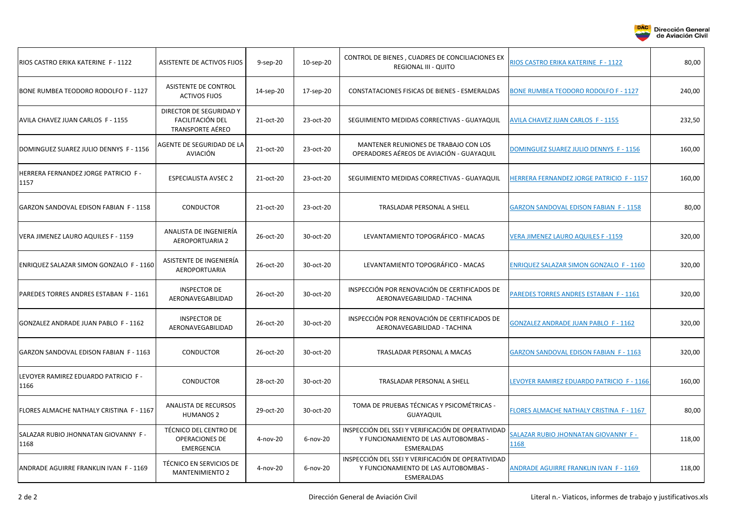| | | | | | | |
|---|---|---|---|---|---|---|
| RIOS CASTRO ERIKA KATERINE F - 1122 | ASISTENTE DE ACTIVOS FIJOS | 9-sep-20 | 10-sep-20 | CONTROL DE BIENES , CUADRES DE CONCILIACIONES EX REGIONAL III - QUITO | RIOS CASTRO ERIKA KATERINE F - 1122 | 80,00 |
| BONE RUMBEA TEODORO RODOLFO F - 1127 | ASISTENTE DE CONTROL ACTIVOS FIJOS | 14-sep-20 | 17-sep-20 | CONSTATACIONES FISICAS DE BIENES - ESMERALDAS | BONE RUMBEA TEODORO RODOLFO F - 1127 | 240,00 |
| AVILA CHAVEZ JUAN CARLOS F - 1155 | DIRECTOR DE SEGURIDAD Y FACILITACIÓN DEL TRANSPORTE AÉREO | 21-oct-20 | 23-oct-20 | SEGUIMIENTO MEDIDAS CORRECTIVAS - GUAYAQUIL | AVILA CHAVEZ JUAN CARLOS F - 1155 | 232,50 |
| DOMINGUEZ SUAREZ JULIO DENNYS F - 1156 | AGENTE DE SEGURIDAD DE LA AVIACIÓN | 21-oct-20 | 23-oct-20 | MANTENER REUNIONES DE TRABAJO CON LOS OPERADORES AÉREOS DE AVIACIÓN - GUAYAQUIL | DOMINGUEZ SUAREZ JULIO DENNYS F - 1156 | 160,00 |
| HERRERA FERNANDEZ JORGE PATRICIO F - 1157 | ESPECIALISTA AVSEC 2 | 21-oct-20 | 23-oct-20 | SEGUIMIENTO MEDIDAS CORRECTIVAS - GUAYAQUIL | HERRERA FERNANDEZ JORGE PATRICIO F - 1157 | 160,00 |
| GARZON SANDOVAL EDISON FABIAN F - 1158 | CONDUCTOR | 21-oct-20 | 23-oct-20 | TRASLADAR PERSONAL A SHELL | GARZON SANDOVAL EDISON FABIAN F - 1158 | 80,00 |
| VERA JIMENEZ LAURO AQUILES F - 1159 | ANALISTA DE INGENIERÍA AEROPORTUARIA 2 | 26-oct-20 | 30-oct-20 | LEVANTAMIENTO TOPOGRÁFICO - MACAS | VERA JIMENEZ LAURO AQUILES F -1159 | 320,00 |
| ENRIQUEZ SALAZAR SIMON GONZALO F - 1160 | ASISTENTE DE INGENIERÍA AEROPORTUARIA | 26-oct-20 | 30-oct-20 | LEVANTAMIENTO TOPOGRÁFICO - MACAS | ENRIQUEZ SALAZAR SIMON GONZALO F - 1160 | 320,00 |
| PAREDES TORRES ANDRES ESTABAN F - 1161 | INSPECTOR DE AERONAVEGABILIDAD | 26-oct-20 | 30-oct-20 | INSPECCIÓN POR RENOVACIÓN DE CERTIFICADOS DE AERONAVEGABILIDAD - TACHINA | PAREDES TORRES ANDRES ESTABAN F - 1161 | 320,00 |
| GONZALEZ ANDRADE JUAN PABLO F - 1162 | INSPECTOR DE AERONAVEGABILIDAD | 26-oct-20 | 30-oct-20 | INSPECCIÓN POR RENOVACIÓN DE CERTIFICADOS DE AERONAVEGABILIDAD - TACHINA | GONZALEZ ANDRADE JUAN PABLO F - 1162 | 320,00 |
| GARZON SANDOVAL EDISON FABIAN F - 1163 | CONDUCTOR | 26-oct-20 | 30-oct-20 | TRASLADAR PERSONAL A MACAS | GARZON SANDOVAL EDISON FABIAN F - 1163 | 320,00 |
| LEVOYER RAMIREZ EDUARDO PATRICIO F - 1166 | CONDUCTOR | 28-oct-20 | 30-oct-20 | TRASLADAR PERSONAL A SHELL | LEVOYER RAMIREZ EDUARDO PATRICIO F - 1166 | 160,00 |
| FLORES ALMACHE NATHALY CRISTINA F - 1167 | ANALISTA DE RECURSOS HUMANOS 2 | 29-oct-20 | 30-oct-20 | TOMA DE PRUEBAS TÉCNICAS Y PSICOMÉTRICAS - GUAYAQUIL | FLORES ALMACHE NATHALY CRISTINA F - 1167 | 80,00 |
| SALAZAR RUBIO JHONNATAN GIOVANNY F - 1168 | TÉCNICO DEL CENTRO DE OPERACIONES DE EMERGENCIA | 4-nov-20 | 6-nov-20 | INSPECCIÓN DEL SSEI Y VERIFICACIÓN DE OPERATIVIDAD Y FUNCIONAMIENTO DE LAS AUTOBOMBAS - ESMERALDAS | SALAZAR RUBIO JHONNATAN GIOVANNY F - 1168 | 118,00 |
| ANDRADE AGUIRRE FRANKLIN IVAN F - 1169 | TÉCNICO EN SERVICIOS DE MANTENIMIENTO 2 | 4-nov-20 | 6-nov-20 | INSPECCIÓN DEL SSEI Y VERIFICACIÓN DE OPERATIVIDAD Y FUNCIONAMIENTO DE LAS AUTOBOMBAS - ESMERALDAS | ANDRADE AGUIRRE FRANKLIN IVAN F - 1169 | 118,00 |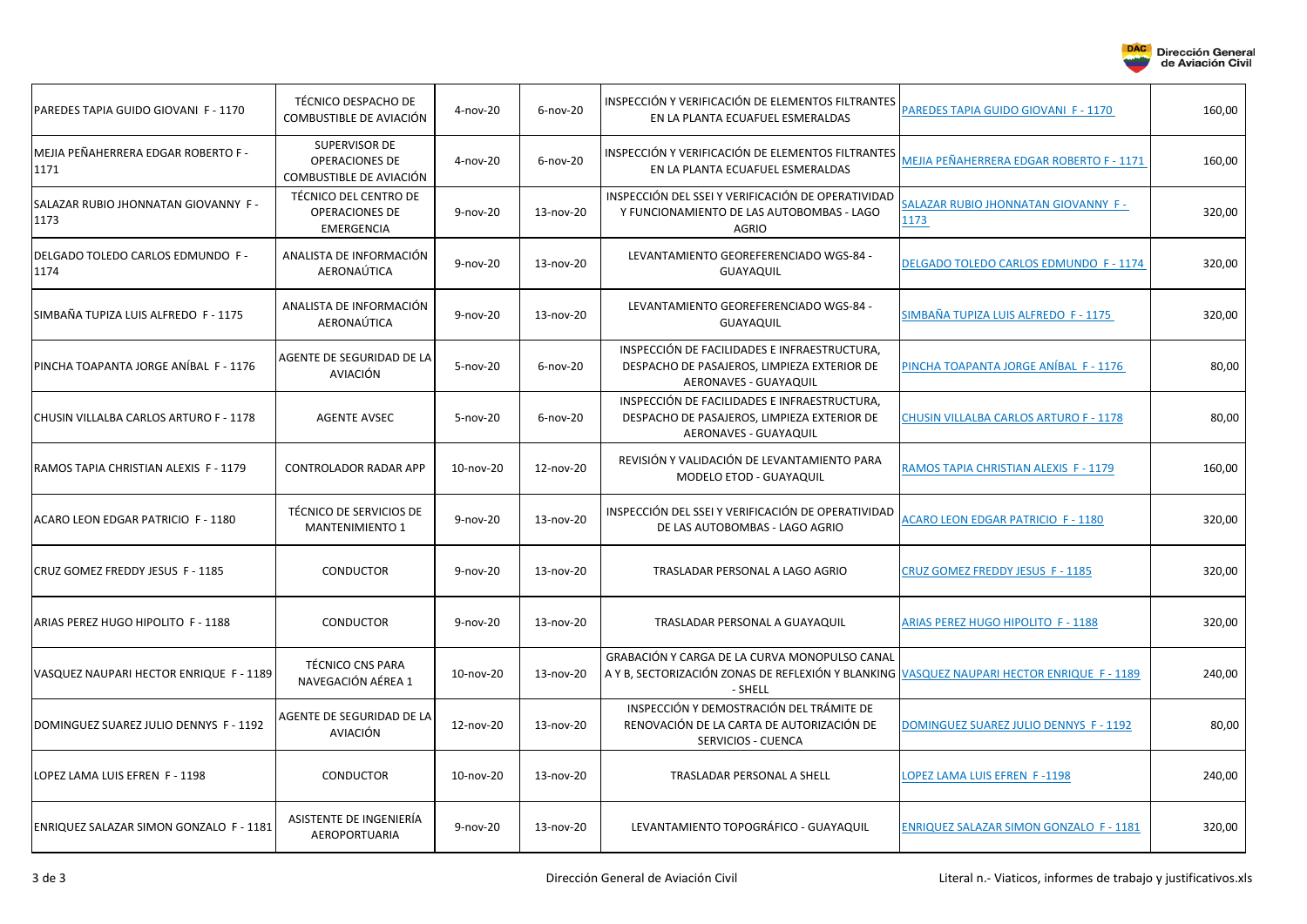| | | | | | | |
|---|---|---|---|---|---|---|
| PAREDES TAPIA GUIDO GIOVANI F - 1170 | TÉCNICO DESPACHO DE COMBUSTIBLE DE AVIACIÓN | 4-nov-20 | 6-nov-20 | INSPECCIÓN Y VERIFICACIÓN DE ELEMENTOS FILTRANTES EN LA PLANTA ECUAFUEL ESMERALDAS | PAREDES TAPIA GUIDO GIOVANI F - 1170 | 160,00 |
| MEJIA PEÑAHERRERA EDGAR ROBERTO F - 1171 | SUPERVISOR DE OPERACIONES DE COMBUSTIBLE DE AVIACIÓN | 4-nov-20 | 6-nov-20 | INSPECCIÓN Y VERIFICACIÓN DE ELEMENTOS FILTRANTES EN LA PLANTA ECUAFUEL ESMERALDAS | MEJIA PEÑAHERRERA EDGAR ROBERTO F - 1171 | 160,00 |
| SALAZAR RUBIO JHONNATAN GIOVANNY F - 1173 | TÉCNICO DEL CENTRO DE OPERACIONES DE EMERGENCIA | 9-nov-20 | 13-nov-20 | INSPECCIÓN DEL SSEI Y VERIFICACIÓN DE OPERATIVIDAD Y FUNCIONAMIENTO DE LAS AUTOBOMBAS - LAGO AGRIO | SALAZAR RUBIO JHONNATAN GIOVANNY F - 1173 | 320,00 |
| DELGADO TOLEDO CARLOS EDMUNDO F - 1174 | ANALISTA DE INFORMACIÓN AERONAÚTICA | 9-nov-20 | 13-nov-20 | LEVANTAMIENTO GEOREFERENCIADO WGS-84 - GUAYAQUIL | DELGADO TOLEDO CARLOS EDMUNDO F - 1174 | 320,00 |
| SIMBAÑA TUPIZA LUIS ALFREDO F - 1175 | ANALISTA DE INFORMACIÓN AERONAÚTICA | 9-nov-20 | 13-nov-20 | LEVANTAMIENTO GEOREFERENCIADO WGS-84 - GUAYAQUIL | SIMBAÑA TUPIZA LUIS ALFREDO F - 1175 | 320,00 |
| PINCHA TOAPANTA JORGE ANÍBAL F - 1176 | AGENTE DE SEGURIDAD DE LA AVIACIÓN | 5-nov-20 | 6-nov-20 | INSPECCIÓN DE FACILIDADES E INFRAESTRUCTURA, DESPACHO DE PASAJEROS, LIMPIEZA EXTERIOR DE AERONAVES - GUAYAQUIL | PINCHA TOAPANTA JORGE ANÍBAL F - 1176 | 80,00 |
| CHUSIN VILLALBA CARLOS ARTURO F - 1178 | AGENTE AVSEC | 5-nov-20 | 6-nov-20 | INSPECCIÓN DE FACILIDADES E INFRAESTRUCTURA, DESPACHO DE PASAJEROS, LIMPIEZA EXTERIOR DE AERONAVES - GUAYAQUIL | CHUSIN VILLALBA CARLOS ARTURO F - 1178 | 80,00 |
| RAMOS TAPIA CHRISTIAN ALEXIS F - 1179 | CONTROLADOR RADAR APP | 10-nov-20 | 12-nov-20 | REVISIÓN Y VALIDACIÓN DE LEVANTAMIENTO PARA MODELO ETOD - GUAYAQUIL | RAMOS TAPIA CHRISTIAN ALEXIS F - 1179 | 160,00 |
| ACARO LEON EDGAR PATRICIO F - 1180 | TÉCNICO DE SERVICIOS DE MANTENIMIENTO 1 | 9-nov-20 | 13-nov-20 | INSPECCIÓN DEL SSEI Y VERIFICACIÓN DE OPERATIVIDAD DE LAS AUTOBOMBAS - LAGO AGRIO | ACARO LEON EDGAR PATRICIO F - 1180 | 320,00 |
| CRUZ GOMEZ FREDDY JESUS F - 1185 | CONDUCTOR | 9-nov-20 | 13-nov-20 | TRASLADAR PERSONAL A LAGO AGRIO | CRUZ GOMEZ FREDDY JESUS F - 1185 | 320,00 |
| ARIAS PEREZ HUGO HIPOLITO F - 1188 | CONDUCTOR | 9-nov-20 | 13-nov-20 | TRASLADAR PERSONAL A GUAYAQUIL | ARIAS PEREZ HUGO HIPOLITO F - 1188 | 320,00 |
| VASQUEZ NAUPARI HECTOR ENRIQUE F - 1189 | TÉCNICO CNS PARA NAVEGACIÓN AÉREA 1 | 10-nov-20 | 13-nov-20 | GRABACIÓN Y CARGA DE LA CURVA MONOPULSO CANAL A Y B, SECTORIZACIÓN ZONAS DE REFLEXIÓN Y BLANKING - SHELL | VASQUEZ NAUPARI HECTOR ENRIQUE F - 1189 | 240,00 |
| DOMINGUEZ SUAREZ JULIO DENNYS F - 1192 | AGENTE DE SEGURIDAD DE LA AVIACIÓN | 12-nov-20 | 13-nov-20 | INSPECCIÓN Y DEMOSTRACIÓN DEL TRÁMITE DE RENOVACIÓN DE LA CARTA DE AUTORIZACIÓN DE SERVICIOS - CUENCA | DOMINGUEZ SUAREZ JULIO DENNYS F - 1192 | 80,00 |
| LOPEZ LAMA LUIS EFREN F - 1198 | CONDUCTOR | 10-nov-20 | 13-nov-20 | TRASLADAR PERSONAL A SHELL | LOPEZ LAMA LUIS EFREN F -1198 | 240,00 |
| ENRIQUEZ SALAZAR SIMON GONZALO F - 1181 | ASISTENTE DE INGENIERÍA AEROPORTUARIA | 9-nov-20 | 13-nov-20 | LEVANTAMIENTO TOPOGRÁFICO - GUAYAQUIL | ENRIQUEZ SALAZAR SIMON GONZALO F - 1181 | 320,00 |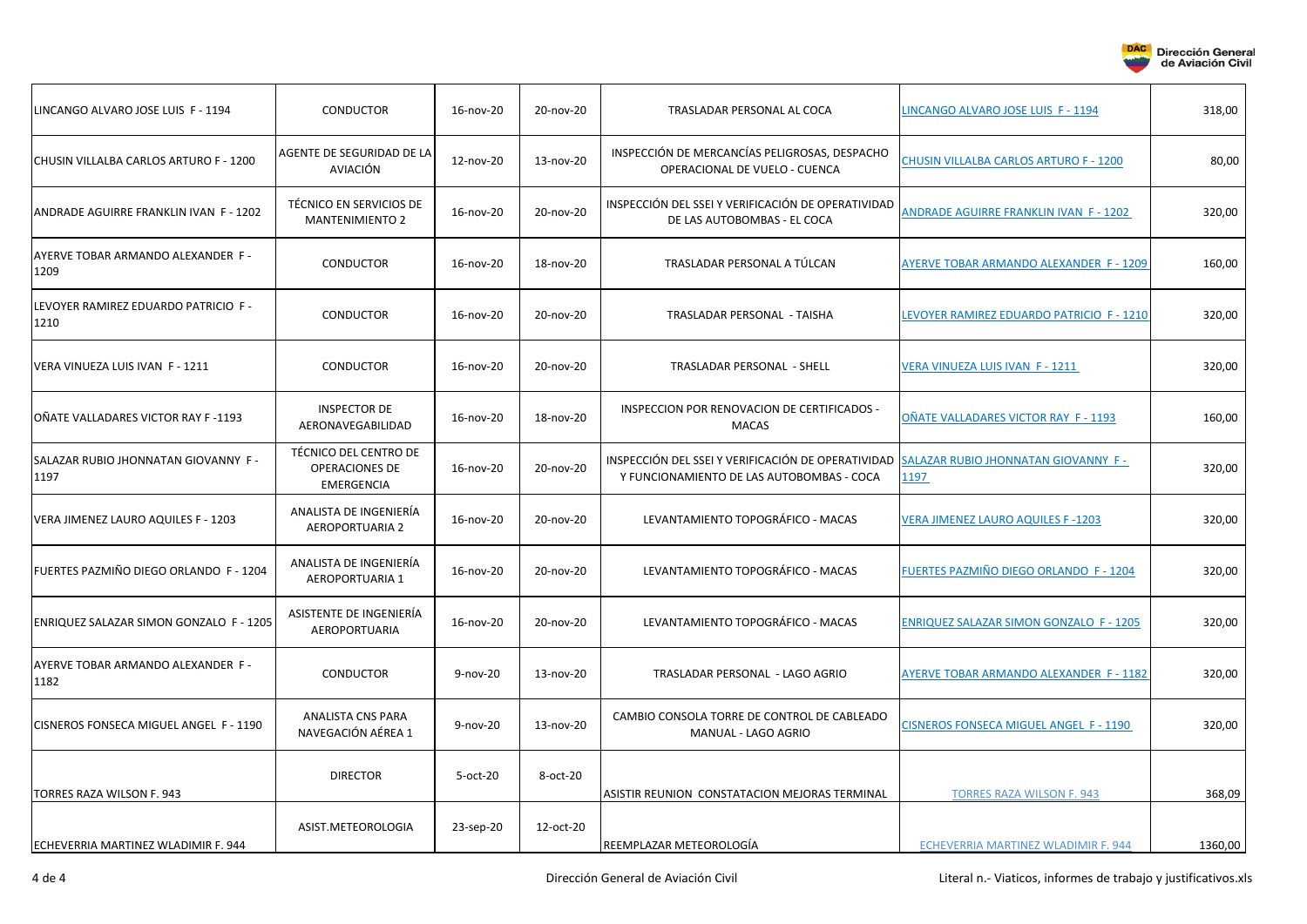| | | | | | | |
|---|---|---|---|---|---|---|
| LINCANGO ALVARO JOSE LUIS F - 1194 | CONDUCTOR | 16-nov-20 | 20-nov-20 | TRASLADAR PERSONAL AL COCA | LINCANGO ALVARO JOSE LUIS F - 1194 | 318,00 |
| CHUSIN VILLALBA CARLOS ARTURO F - 1200 | AGENTE DE SEGURIDAD DE LA AVIACIÓN | 12-nov-20 | 13-nov-20 | INSPECCIÓN DE MERCANCÍAS PELIGROSAS, DESPACHO OPERACIONAL DE VUELO - CUENCA | CHUSIN VILLALBA CARLOS ARTURO F - 1200 | 80,00 |
| ANDRADE AGUIRRE FRANKLIN IVAN F - 1202 | TÉCNICO EN SERVICIOS DE MANTENIMIENTO 2 | 16-nov-20 | 20-nov-20 | INSPECCIÓN DEL SSEI Y VERIFICACIÓN DE OPERATIVIDAD DE LAS AUTOBOMBAS - EL COCA | ANDRADE AGUIRRE FRANKLIN IVAN F - 1202 | 320,00 |
| AYERVE TOBAR ARMANDO ALEXANDER F - 1209 | CONDUCTOR | 16-nov-20 | 18-nov-20 | TRASLADAR PERSONAL A TÚLCAN | AYERVE TOBAR ARMANDO ALEXANDER F - 1209 | 160,00 |
| LEVOYER RAMIREZ EDUARDO PATRICIO F - 1210 | CONDUCTOR | 16-nov-20 | 20-nov-20 | TRASLADAR PERSONAL - TAISHA | LEVOYER RAMIREZ EDUARDO PATRICIO F - 1210 | 320,00 |
| VERA VINUEZA LUIS IVAN F - 1211 | CONDUCTOR | 16-nov-20 | 20-nov-20 | TRASLADAR PERSONAL - SHELL | VERA VINUEZA LUIS IVAN F - 1211 | 320,00 |
| OÑATE VALLADARES VICTOR RAY F -1193 | INSPECTOR DE AERONAVEGABILIDAD | 16-nov-20 | 18-nov-20 | INSPECCION POR RENOVACION DE CERTIFICADOS - MACAS | OÑATE VALLADARES VICTOR RAY F - 1193 | 160,00 |
| SALAZAR RUBIO JHONNATAN GIOVANNY F - 1197 | TÉCNICO DEL CENTRO DE OPERACIONES DE EMERGENCIA | 16-nov-20 | 20-nov-20 | INSPECCIÓN DEL SSEI Y VERIFICACIÓN DE OPERATIVIDAD Y FUNCIONAMIENTO DE LAS AUTOBOMBAS - COCA | SALAZAR RUBIO JHONNATAN GIOVANNY F - 1197 | 320,00 |
| VERA JIMENEZ LAURO AQUILES F - 1203 | ANALISTA DE INGENIERÍA AEROPORTUARIA 2 | 16-nov-20 | 20-nov-20 | LEVANTAMIENTO TOPOGRÁFICO - MACAS | VERA JIMENEZ LAURO AQUILES F -1203 | 320,00 |
| FUERTES PAZMIÑO DIEGO ORLANDO F - 1204 | ANALISTA DE INGENIERÍA AEROPORTUARIA 1 | 16-nov-20 | 20-nov-20 | LEVANTAMIENTO TOPOGRÁFICO - MACAS | FUERTES PAZMIÑO DIEGO ORLANDO F - 1204 | 320,00 |
| ENRIQUEZ SALAZAR SIMON GONZALO F - 1205 | ASISTENTE DE INGENIERÍA AEROPORTUARIA | 16-nov-20 | 20-nov-20 | LEVANTAMIENTO TOPOGRÁFICO - MACAS | ENRIQUEZ SALAZAR SIMON GONZALO F - 1205 | 320,00 |
| AYERVE TOBAR ARMANDO ALEXANDER F - 1182 | CONDUCTOR | 9-nov-20 | 13-nov-20 | TRASLADAR PERSONAL - LAGO AGRIO | AYERVE TOBAR ARMANDO ALEXANDER F - 1182 | 320,00 |
| CISNEROS FONSECA MIGUEL ANGEL F - 1190 | ANALISTA CNS PARA NAVEGACIÓN AÉREA 1 | 9-nov-20 | 13-nov-20 | CAMBIO CONSOLA TORRE DE CONTROL DE CABLEADO MANUAL - LAGO AGRIO | CISNEROS FONSECA MIGUEL ANGEL F - 1190 | 320,00 |
| TORRES RAZA WILSON F. 943 | DIRECTOR | 5-oct-20 | 8-oct-20 | ASISTIR REUNION CONSTATACION MEJORAS TERMINAL | TORRES RAZA WILSON F. 943 | 368,09 |
| ECHEVERRIA MARTINEZ WLADIMIR F. 944 | ASIST.METEOROLOGIA | 23-sep-20 | 12-oct-20 | REEMPLAZAR METEOROLOGÍA | ECHEVERRIA MARTINEZ WLADIMIR F. 944 | 1360,00 |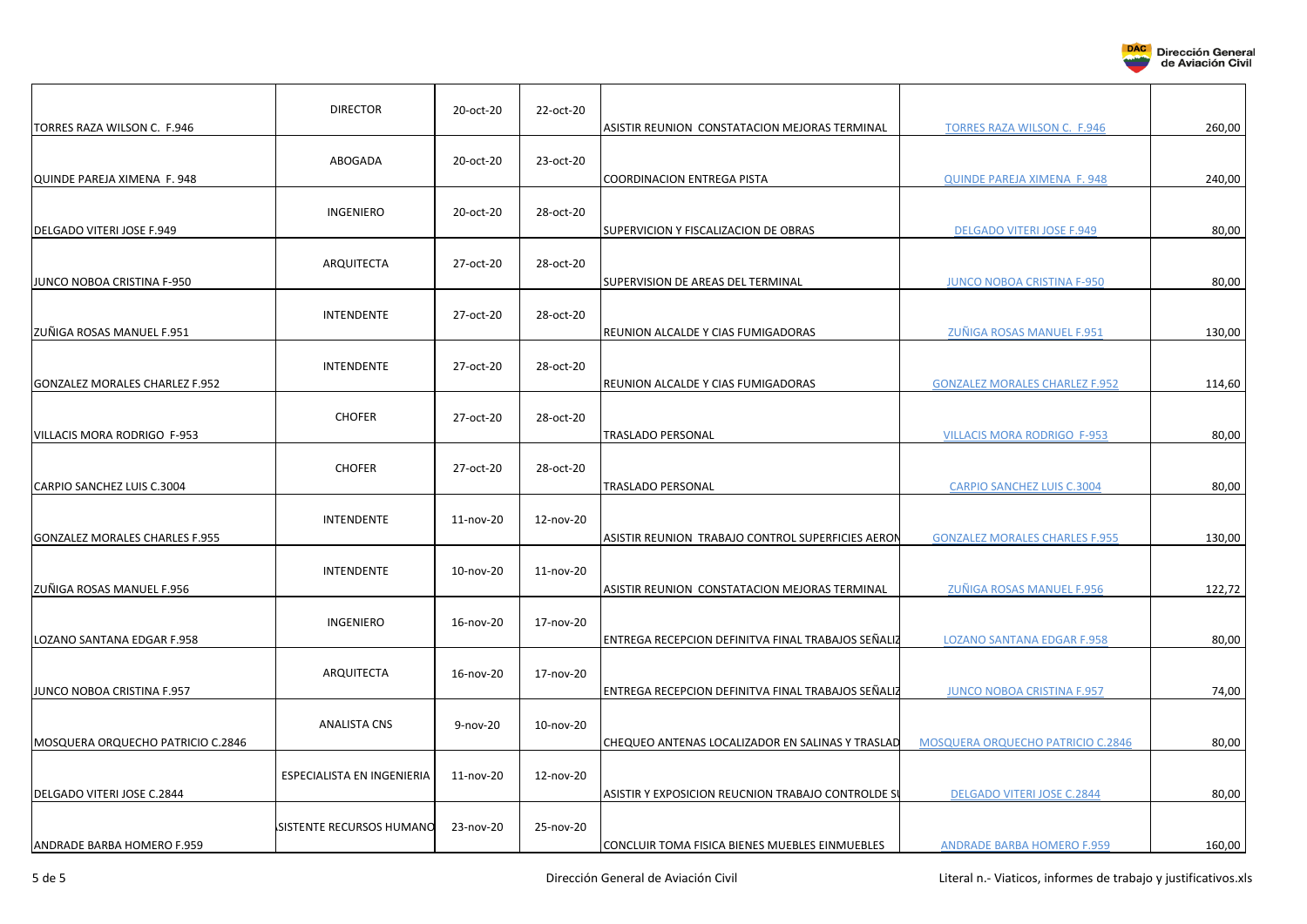| | | | | | | |
|---|---|---|---|---|---|---|
| TORRES RAZA WILSON C. F.946 | DIRECTOR | 20-oct-20 | 22-oct-20 | ASISTIR REUNION CONSTATACION MEJORAS TERMINAL | TORRES RAZA WILSON C. F.946 | 260,00 |
| QUINDE PAREJA XIMENA F. 948 | ABOGADA | 20-oct-20 | 23-oct-20 | COORDINACION ENTREGA PISTA | QUINDE PAREJA XIMENA F. 948 | 240,00 |
| DELGADO VITERI JOSE F.949 | INGENIERO | 20-oct-20 | 28-oct-20 | SUPERVICION Y FISCALIZACION DE OBRAS | DELGADO VITERI JOSE F.949 | 80,00 |
| JUNCO NOBOA CRISTINA F-950 | ARQUITECTA | 27-oct-20 | 28-oct-20 | SUPERVISION DE AREAS DEL TERMINAL | JUNCO NOBOA CRISTINA F-950 | 80,00 |
| ZUÑIGA ROSAS MANUEL F.951 | INTENDENTE | 27-oct-20 | 28-oct-20 | REUNION ALCALDE Y CIAS FUMIGADORAS | ZUÑIGA ROSAS MANUEL F.951 | 130,00 |
| GONZALEZ MORALES CHARLEZ F.952 | INTENDENTE | 27-oct-20 | 28-oct-20 | REUNION ALCALDE Y CIAS FUMIGADORAS | GONZALEZ MORALES CHARLEZ F.952 | 114,60 |
| VILLACIS MORA RODRIGO F-953 | CHOFER | 27-oct-20 | 28-oct-20 | TRASLADO PERSONAL | VILLACIS MORA RODRIGO F-953 | 80,00 |
| CARPIO SANCHEZ LUIS C.3004 | CHOFER | 27-oct-20 | 28-oct-20 | TRASLADO PERSONAL | CARPIO SANCHEZ LUIS C.3004 | 80,00 |
| GONZALEZ MORALES CHARLES F.955 | INTENDENTE | 11-nov-20 | 12-nov-20 | ASISTIR REUNION TRABAJO CONTROL SUPERFICIES AERON | GONZALEZ MORALES CHARLES F.955 | 130,00 |
| ZUÑIGA ROSAS MANUEL F.956 | INTENDENTE | 10-nov-20 | 11-nov-20 | ASISTIR REUNION CONSTATACION MEJORAS TERMINAL | ZUÑIGA ROSAS MANUEL F.956 | 122,72 |
| LOZANO SANTANA EDGAR F.958 | INGENIERO | 16-nov-20 | 17-nov-20 | ENTREGA RECEPCION DEFINITVA FINAL TRABAJOS SEÑALIZ | LOZANO SANTANA EDGAR F.958 | 80,00 |
| JUNCO NOBOA CRISTINA F.957 | ARQUITECTA | 16-nov-20 | 17-nov-20 | ENTREGA RECEPCION DEFINITVA FINAL TRABAJOS SEÑALIZ | JUNCO NOBOA CRISTINA F.957 | 74,00 |
| MOSQUERA ORQUECHO PATRICIO C.2846 | ANALISTA CNS | 9-nov-20 | 10-nov-20 | CHEQUEO ANTENAS LOCALIZADOR EN SALINAS Y TRASLAD | MOSQUERA ORQUECHO PATRICIO C.2846 | 80,00 |
| DELGADO VITERI JOSE C.2844 | ESPECIALISTA EN INGENIERIA | 11-nov-20 | 12-nov-20 | ASISTIR Y EXPOSICION REUCNION TRABAJO CONTROLDE SU | DELGADO VITERI JOSE C.2844 | 80,00 |
| ANDRADE BARBA HOMERO F.959 | SISTENTE RECURSOS HUMANO | 23-nov-20 | 25-nov-20 | CONCLUIR TOMA FISICA BIENES MUEBLES EINMUEBLES | ANDRADE BARBA HOMERO F.959 | 160,00 |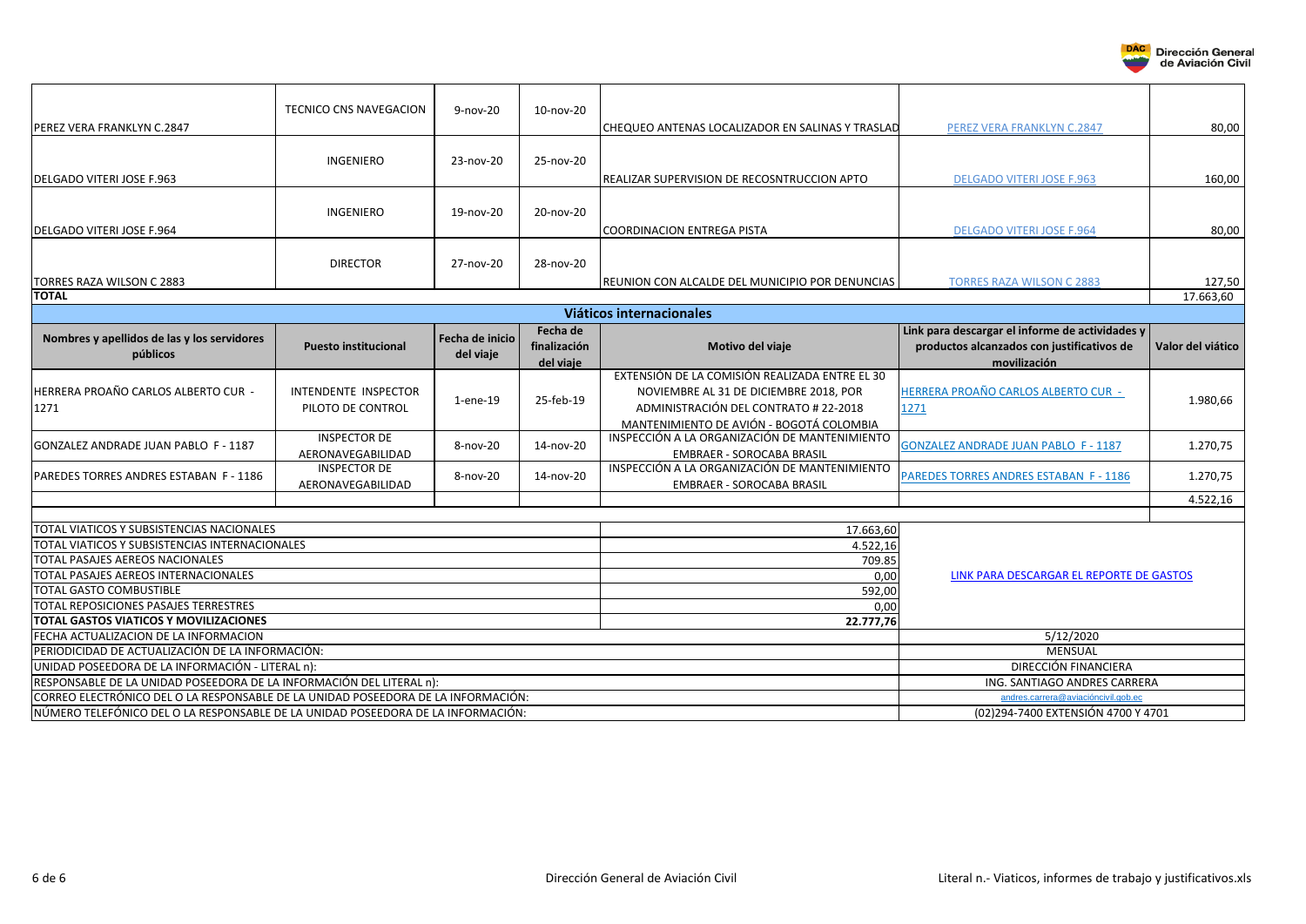| | | | | | | |
|---|---|---|---|---|---|---|
| PEREZ VERA FRANKLYN C.2847 | TECNICO CNS NAVEGACION | 9-nov-20 | 10-nov-20 | CHEQUEO ANTENAS LOCALIZADOR EN SALINAS Y TRASLAD | PEREZ VERA FRANKLYN C.2847 | 80,00 |
| DELGADO VITERI JOSE F.963 | INGENIERO | 23-nov-20 | 25-nov-20 | REALIZAR SUPERVISION DE RECOSNTRUCCION APTO | DELGADO VITERI JOSE F.963 | 160,00 |
| DELGADO VITERI JOSE F.964 | INGENIERO | 19-nov-20 | 20-nov-20 | COORDINACION ENTREGA PISTA | DELGADO VITERI JOSE F.964 | 80,00 |
| TORRES RAZA WILSON C 2883 | DIRECTOR | 27-nov-20 | 28-nov-20 | REUNION CON ALCALDE DEL MUNICIPIO POR DENUNCIAS | TORRES RAZA WILSON C 2883 | 127,50 |
| **TOTAL** | | | | | | 17.663,60 |

**Viáticos internacionales**

| Nombres y apellidos de las y los servidores públicos | Puesto institucional | Fecha de inicio del viaje | Fecha de finalización del viaje | Motivo del viaje | Link para descargar el informe de actividades y productos alcanzados con justificativos de movilización | Valor del viático |
|---|---|---|---|---|---|---|
| HERRERA PROAÑO CARLOS ALBERTO CUR - 1271 | INTENDENTE INSPECTOR PILOTO DE CONTROL | 1-ene-19 | 25-feb-19 | EXTENSIÓN DE LA COMISIÓN REALIZADA ENTRE EL 30 NOVIEMBRE AL 31 DE DICIEMBRE 2018, POR ADMINISTRACIÓN DEL CONTRATO # 22-2018 MANTENIMIENTO DE AVIÓN - BOGOTÁ COLOMBIA | HERRERA PROAÑO CARLOS ALBERTO CUR - 1271 | 1.980,66 |
| GONZALEZ ANDRADE JUAN PABLO F - 1187 | INSPECTOR DE AERONAVEGABILIDAD | 8-nov-20 | 14-nov-20 | INSPECCIÓN A LA ORGANIZACIÓN DE MANTENIMIENTO EMBRAER - SOROCABA BRASIL | GONZALEZ ANDRADE JUAN PABLO F - 1187 | 1.270,75 |
| PAREDES TORRES ANDRES ESTABAN F - 1186 | INSPECTOR DE AERONAVEGABILIDAD | 8-nov-20 | 14-nov-20 | INSPECCIÓN A LA ORGANIZACIÓN DE MANTENIMIENTO EMBRAER - SOROCABA BRASIL | PAREDES TORRES ANDRES ESTABAN F - 1186 | 1.270,75 |
| | | | | | | 4.522,16 |

| | | |
|---|---|---|
| TOTAL VIATICOS Y SUBSISTENCIAS NACIONALES | 17.663,60 | LINK PARA DESCARGAR EL REPORTE DE GASTOS |
| TOTAL VIATICOS Y SUBSISTENCIAS INTERNACIONALES | 4.522,16 | |
| TOTAL PASAJES AEREOS NACIONALES | 709.85 | |
| TOTAL PASAJES AEREOS INTERNACIONALES | 0,00 | |
| TOTAL GASTO COMBUSTIBLE | 592,00 | |
| TOTAL REPOSICIONES PASAJES TERRESTRES | 0,00 | |
| **TOTAL GASTOS VIATICOS Y MOVILIZACIONES** | **22.777,76** | |
| FECHA ACTUALIZACION DE LA INFORMACION | | 5/12/2020 |
| PERIODICIDAD DE ACTUALIZACIÓN DE LA INFORMACIÓN: | | MENSUAL |
| UNIDAD POSEEDORA DE LA INFORMACIÓN - LITERAL n): | | DIRECCIÓN FINANCIERA |
| RESPONSABLE DE LA UNIDAD POSEEDORA DE LA INFORMACIÓN DEL LITERAL n): | | ING. SANTIAGO ANDRES CARRERA |
| CORREO ELECTRÓNICO DEL O LA RESPONSABLE DE LA UNIDAD POSEEDORA DE LA INFORMACIÓN: | | andres.carrera@aviacioncivil.gob.ec |
| NÚMERO TELEFÓNICO DEL O LA RESPONSABLE DE LA UNIDAD POSEEDORA DE LA INFORMACIÓN: | | (02)294-7400 EXTENSIÓN 4700 Y 4701 |